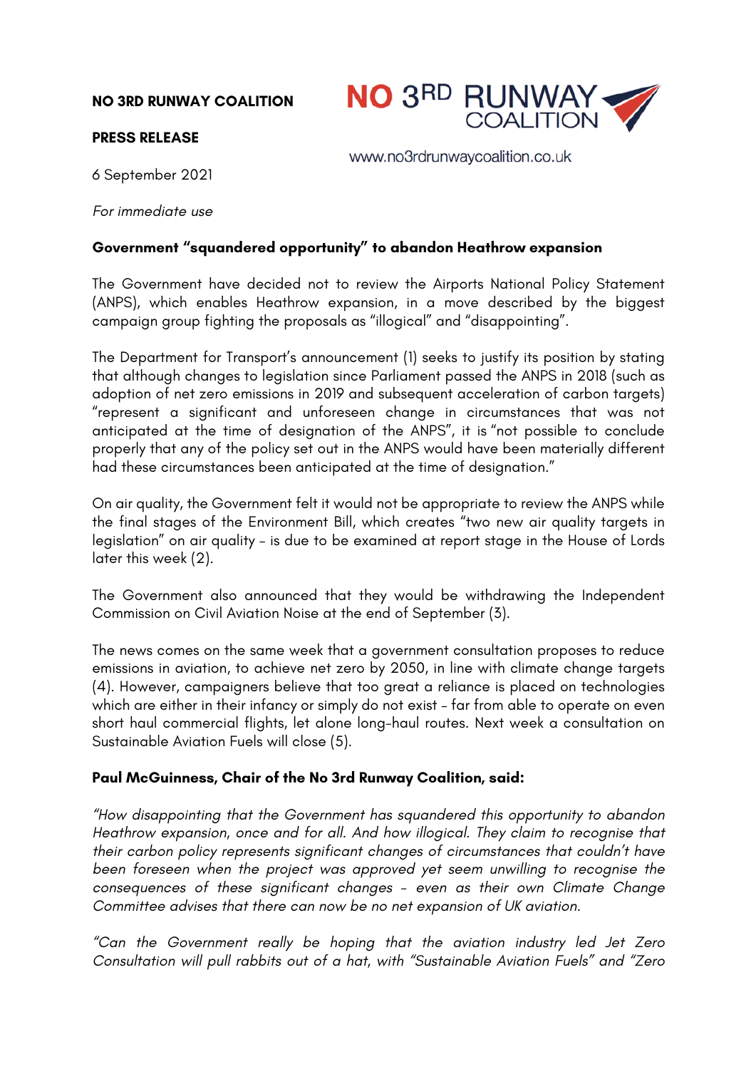**NO 3RD RUNWAY COALITION**

**PRESS RELEASE**

NO 3RD RUNWAY COALITION

www.no3rdrunwaycoalition.co.uk

6 September 2021

*For immediate use*

**Government "squandered opportunity" to abandon Heathrow expansion**

The Government have decided not to review the Airports National Policy Statement (ANPS), which enables Heathrow expansion, in a move described by the biggest campaign group fighting the proposals as "illogical" and "disappointing".

The Department for Transport's announcement (1) seeks to justify its position by stating that although changes to legislation since Parliament passed the ANPS in 2018 (such as adoption of net zero emissions in 2019 and subsequent acceleration of carbon targets) "represent a significant and unforeseen change in circumstances that was not anticipated at the time of designation of the ANPS", it is "not possible to conclude properly that any of the policy set out in the ANPS would have been materially different had these circumstances been anticipated at the time of designation."

On air quality, the Government felt it would not be appropriate to review the ANPS while the final stages of the Environment Bill, which creates "two new air quality targets in legislation" on air quality – is due to be examined at report stage in the House of Lords later this week (2).

The Government also announced that they would be withdrawing the Independent Commission on Civil Aviation Noise at the end of September (3).

The news comes on the same week that a government consultation proposes to reduce emissions in aviation, to achieve net zero by 2050, in line with climate change targets (4). However, campaigners believe that too great a reliance is placed on technologies which are either in their infancy or simply do not exist – far from able to operate on even short haul commercial flights, let alone long-haul routes. Next week a consultation on Sustainable Aviation Fuels will close (5).

**Paul McGuinness, Chair of the No 3rd Runway Coalition, said:**

*"How disappointing that the Government has squandered this opportunity to abandon Heathrow expansion, once and for all. And how illogical. They claim to recognise that their carbon policy represents significant changes of circumstances that couldn't have been foreseen when the project was approved yet seem unwilling to recognise the consequences of these significant changes – even as their own Climate Change Committee advises that there can now be no net expansion of UK aviation.*

*"Can the Government really be hoping that the aviation industry led Jet Zero Consultation will pull rabbits out of a hat, with "Sustainable Aviation Fuels" and "Zero*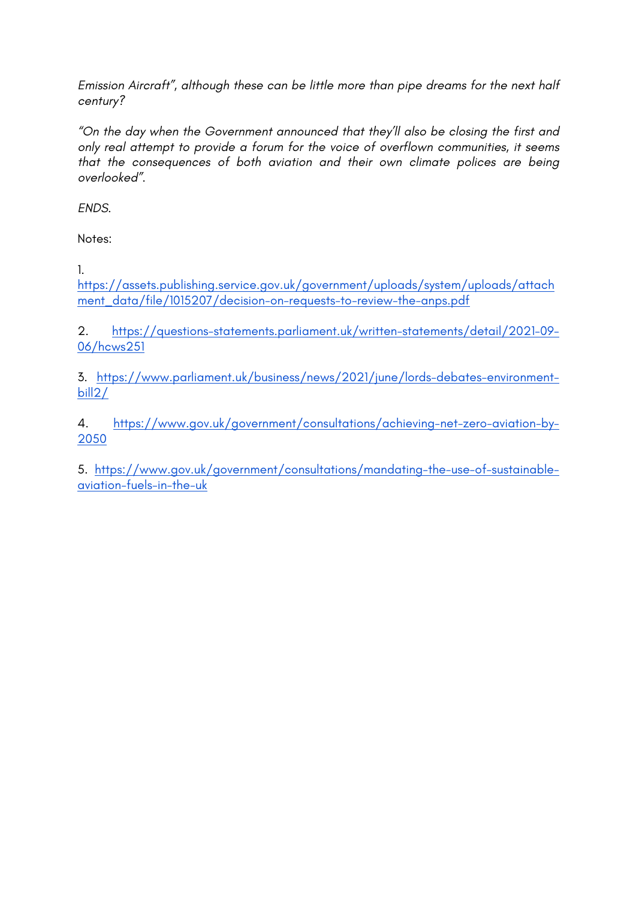*Emission Aircraft", although these can be little more than pipe dreams for the next half century?*

*"On the day when the Government announced that they'll also be closing the first and only real attempt to provide a forum for the voice of overflown communities, it seems that the consequences of both aviation and their own climate polices are being overlooked".*

*ENDS.*

Notes:

1. https://assets.publishing.service.gov.uk/government/uploads/system/uploads/attachment_data/file/1015207/decision-on-requests-to-review-the-anps.pdf

2. https://questions-statements.parliament.uk/written-statements/detail/2021-09-06/hcws251

3. https://www.parliament.uk/business/news/2021/june/lords-debates-environment-bill2/

4. https://www.gov.uk/government/consultations/achieving-net-zero-aviation-by-2050

5. https://www.gov.uk/government/consultations/mandating-the-use-of-sustainable-aviation-fuels-in-the-uk